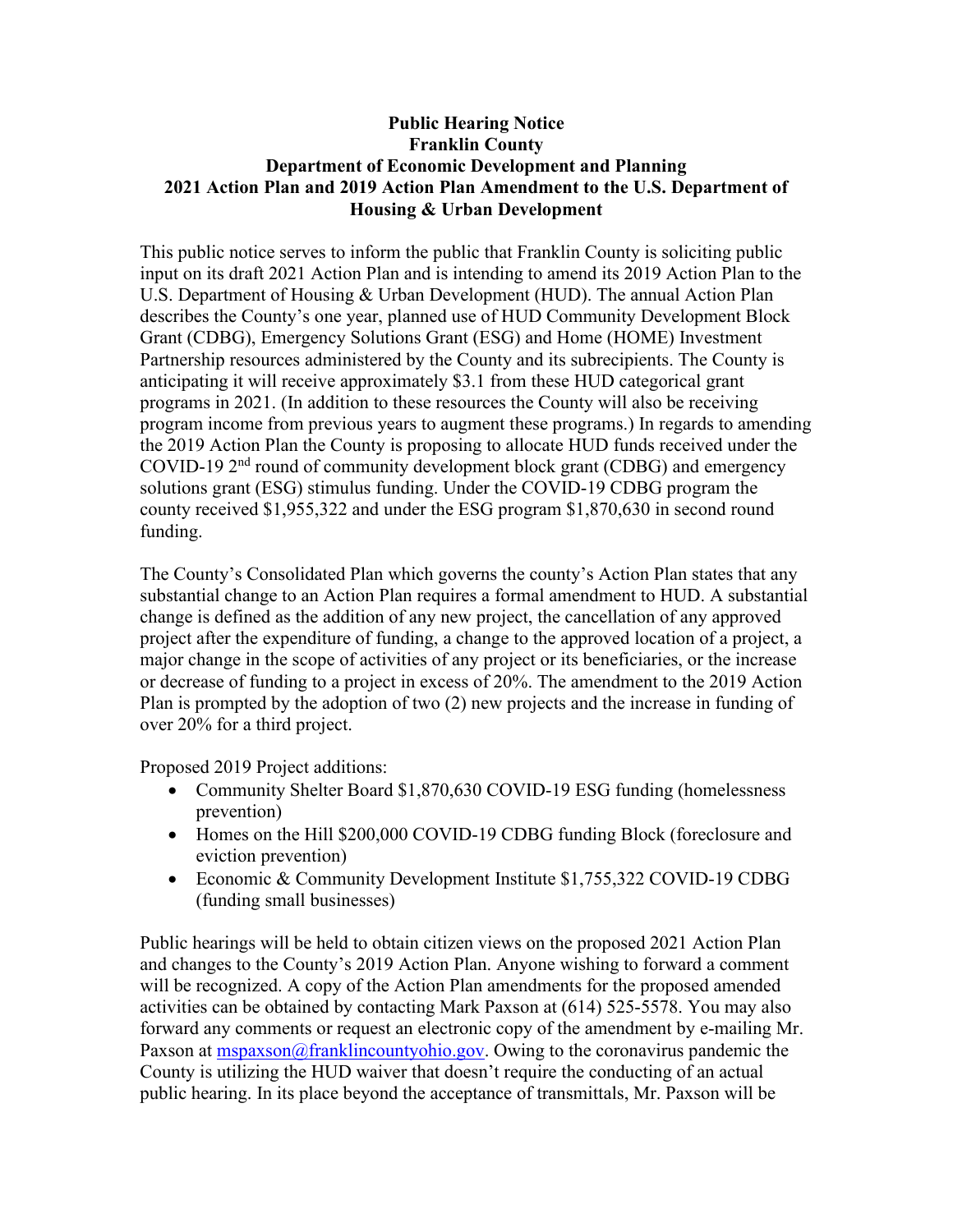# Public Hearing Notice
## Franklin County
## Department of Economic Development and Planning
## 2021 Action Plan and 2019 Action Plan Amendment to the U.S. Department of Housing & Urban Development

This public notice serves to inform the public that Franklin County is soliciting public input on its draft 2021 Action Plan and is intending to amend its 2019 Action Plan to the U.S. Department of Housing & Urban Development (HUD). The annual Action Plan describes the County's one year, planned use of HUD Community Development Block Grant (CDBG), Emergency Solutions Grant (ESG) and Home (HOME) Investment Partnership resources administered by the County and its subrecipients. The County is anticipating it will receive approximately $3.1 from these HUD categorical grant programs in 2021. (In addition to these resources the County will also be receiving program income from previous years to augment these programs.) In regards to amending the 2019 Action Plan the County is proposing to allocate HUD funds received under the COVID-19 2nd round of community development block grant (CDBG) and emergency solutions grant (ESG) stimulus funding. Under the COVID-19 CDBG program the county received $1,955,322 and under the ESG program $1,870,630 in second round funding.

The County's Consolidated Plan which governs the county's Action Plan states that any substantial change to an Action Plan requires a formal amendment to HUD. A substantial change is defined as the addition of any new project, the cancellation of any approved project after the expenditure of funding, a change to the approved location of a project, a major change in the scope of activities of any project or its beneficiaries, or the increase or decrease of funding to a project in excess of 20%. The amendment to the 2019 Action Plan is prompted by the adoption of two (2) new projects and the increase in funding of over 20% for a third project.

Proposed 2019 Project additions:

- Community Shelter Board $1,870,630 COVID-19 ESG funding (homelessness prevention)
- Homes on the Hill $200,000 COVID-19 CDBG funding Block (foreclosure and eviction prevention)
- Economic & Community Development Institute $1,755,322 COVID-19 CDBG (funding small businesses)

Public hearings will be held to obtain citizen views on the proposed 2021 Action Plan and changes to the County's 2019 Action Plan. Anyone wishing to forward a comment will be recognized. A copy of the Action Plan amendments for the proposed amended activities can be obtained by contacting Mark Paxson at (614) 525-5578. You may also forward any comments or request an electronic copy of the amendment by e-mailing Mr. Paxson at mspaxson@franklincountyohio.gov. Owing to the coronavirus pandemic the County is utilizing the HUD waiver that doesn't require the conducting of an actual public hearing. In its place beyond the acceptance of transmittals, Mr. Paxson will be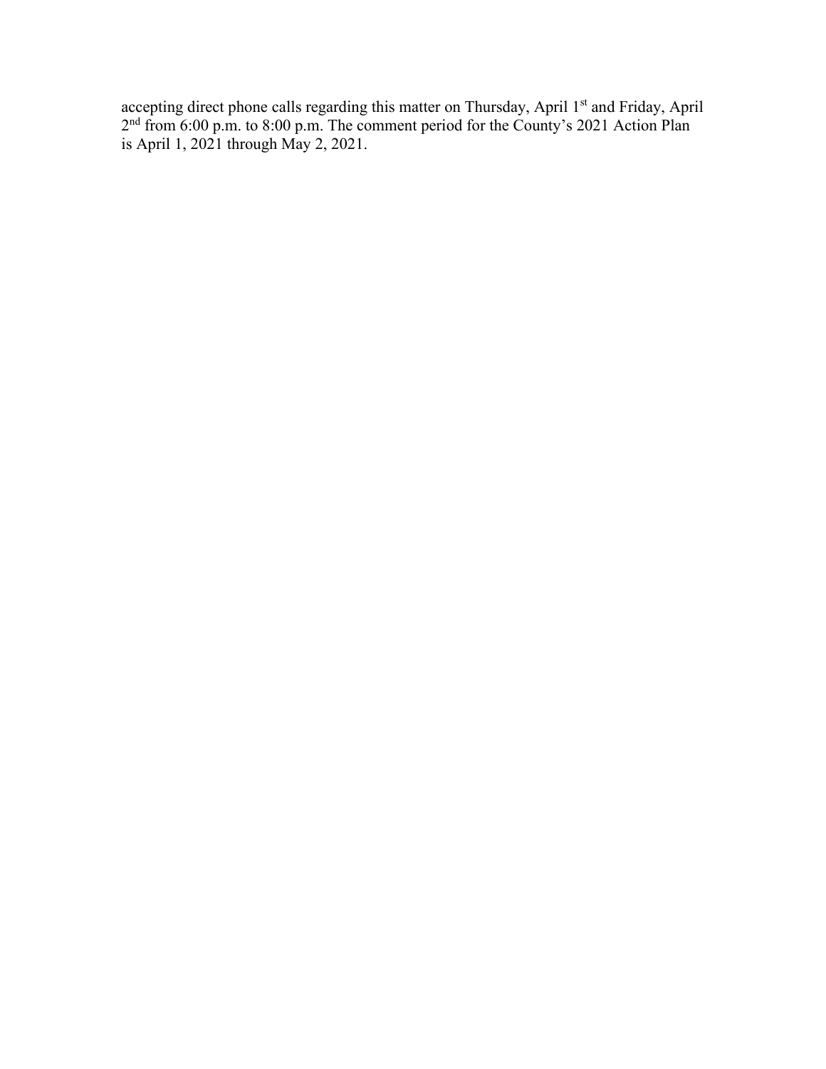accepting direct phone calls regarding this matter on Thursday, April 1st and Friday, April 2nd from 6:00 p.m. to 8:00 p.m. The comment period for the County's 2021 Action Plan is April 1, 2021 through May 2, 2021.